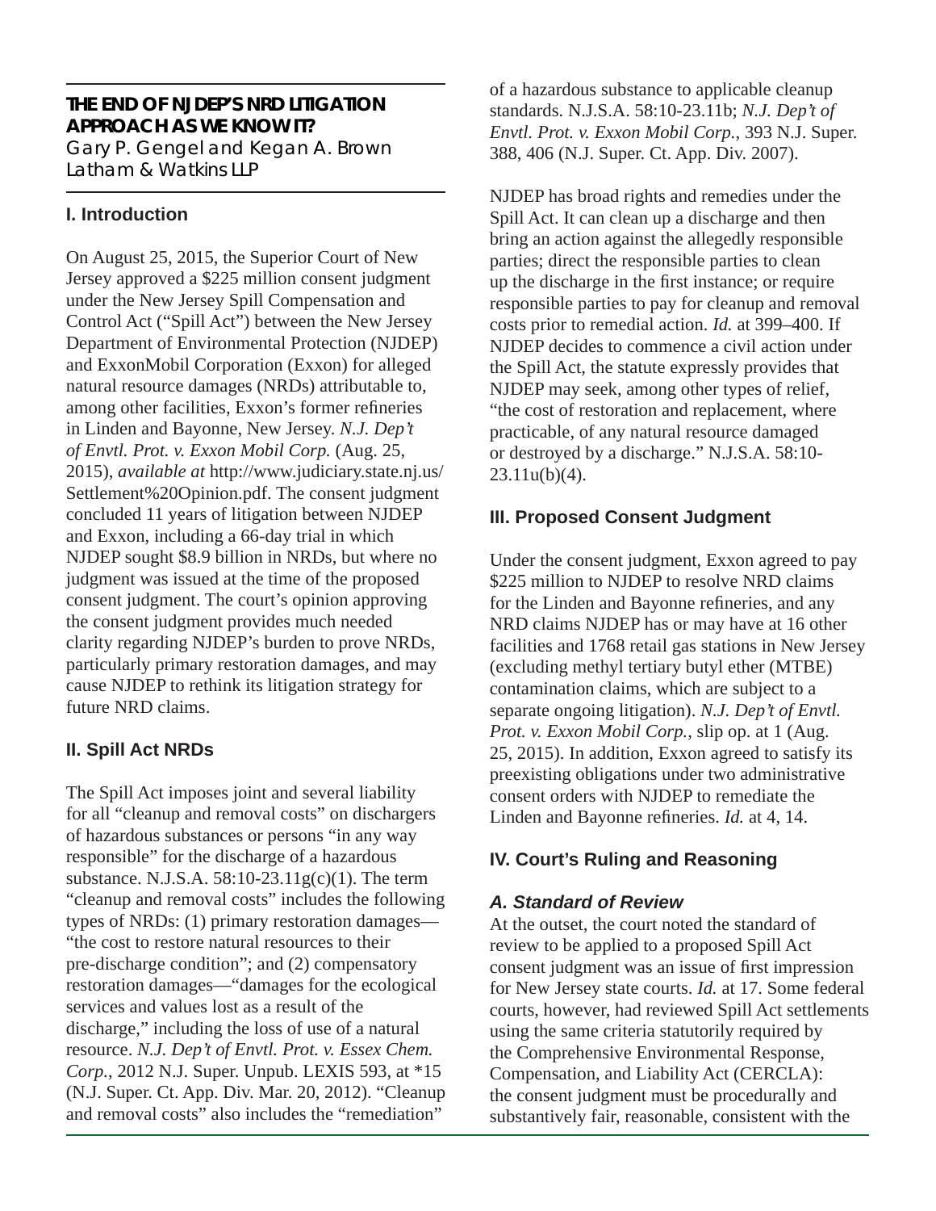## THE END OF NJDEP'S NRD LITIGATION APPROACH AS WE KNOW IT?

Gary P. Gengel and Kegan A. Brown
Latham & Watkins LLP

### I. Introduction

On August 25, 2015, the Superior Court of New Jersey approved a $225 million consent judgment under the New Jersey Spill Compensation and Control Act ("Spill Act") between the New Jersey Department of Environmental Protection (NJDEP) and ExxonMobil Corporation (Exxon) for alleged natural resource damages (NRDs) attributable to, among other facilities, Exxon's former refineries in Linden and Bayonne, New Jersey. *N.J. Dep't of Envtl. Prot. v. Exxon Mobil Corp.* (Aug. 25, 2015), *available at* http://www.judiciary.state.nj.us/Settlement%20Opinion.pdf. The consent judgment concluded 11 years of litigation between NJDEP and Exxon, including a 66-day trial in which NJDEP sought $8.9 billion in NRDs, but where no judgment was issued at the time of the proposed consent judgment. The court's opinion approving the consent judgment provides much needed clarity regarding NJDEP's burden to prove NRDs, particularly primary restoration damages, and may cause NJDEP to rethink its litigation strategy for future NRD claims.

### II. Spill Act NRDs

The Spill Act imposes joint and several liability for all "cleanup and removal costs" on dischargers of hazardous substances or persons "in any way responsible" for the discharge of a hazardous substance. N.J.S.A. 58:10-23.11g(c)(1). The term "cleanup and removal costs" includes the following types of NRDs: (1) primary restoration damages—"the cost to restore natural resources to their pre-discharge condition"; and (2) compensatory restoration damages—"damages for the ecological services and values lost as a result of the discharge," including the loss of use of a natural resource. *N.J. Dep't of Envtl. Prot. v. Essex Chem. Corp.*, 2012 N.J. Super. Unpub. LEXIS 593, at *15 (N.J. Super. Ct. App. Div. Mar. 20, 2012). "Cleanup and removal costs" also includes the "remediation" of a hazardous substance to applicable cleanup standards. N.J.S.A. 58:10-23.11b; *N.J. Dep't of Envtl. Prot. v. Exxon Mobil Corp.*, 393 N.J. Super. 388, 406 (N.J. Super. Ct. App. Div. 2007).

NJDEP has broad rights and remedies under the Spill Act. It can clean up a discharge and then bring an action against the allegedly responsible parties; direct the responsible parties to clean up the discharge in the first instance; or require responsible parties to pay for cleanup and removal costs prior to remedial action. *Id.* at 399–400. If NJDEP decides to commence a civil action under the Spill Act, the statute expressly provides that NJDEP may seek, among other types of relief, "the cost of restoration and replacement, where practicable, of any natural resource damaged or destroyed by a discharge." N.J.S.A. 58:10-23.11u(b)(4).

### III. Proposed Consent Judgment

Under the consent judgment, Exxon agreed to pay $225 million to NJDEP to resolve NRD claims for the Linden and Bayonne refineries, and any NRD claims NJDEP has or may have at 16 other facilities and 1768 retail gas stations in New Jersey (excluding methyl tertiary butyl ether (MTBE) contamination claims, which are subject to a separate ongoing litigation). *N.J. Dep't of Envtl. Prot. v. Exxon Mobil Corp.*, slip op. at 1 (Aug. 25, 2015). In addition, Exxon agreed to satisfy its preexisting obligations under two administrative consent orders with NJDEP to remediate the Linden and Bayonne refineries. *Id.* at 4, 14.

### IV. Court's Ruling and Reasoning

#### *A. Standard of Review*

At the outset, the court noted the standard of review to be applied to a proposed Spill Act consent judgment was an issue of first impression for New Jersey state courts. *Id.* at 17. Some federal courts, however, had reviewed Spill Act settlements using the same criteria statutorily required by the Comprehensive Environmental Response, Compensation, and Liability Act (CERCLA): the consent judgment must be procedurally and substantively fair, reasonable, consistent with the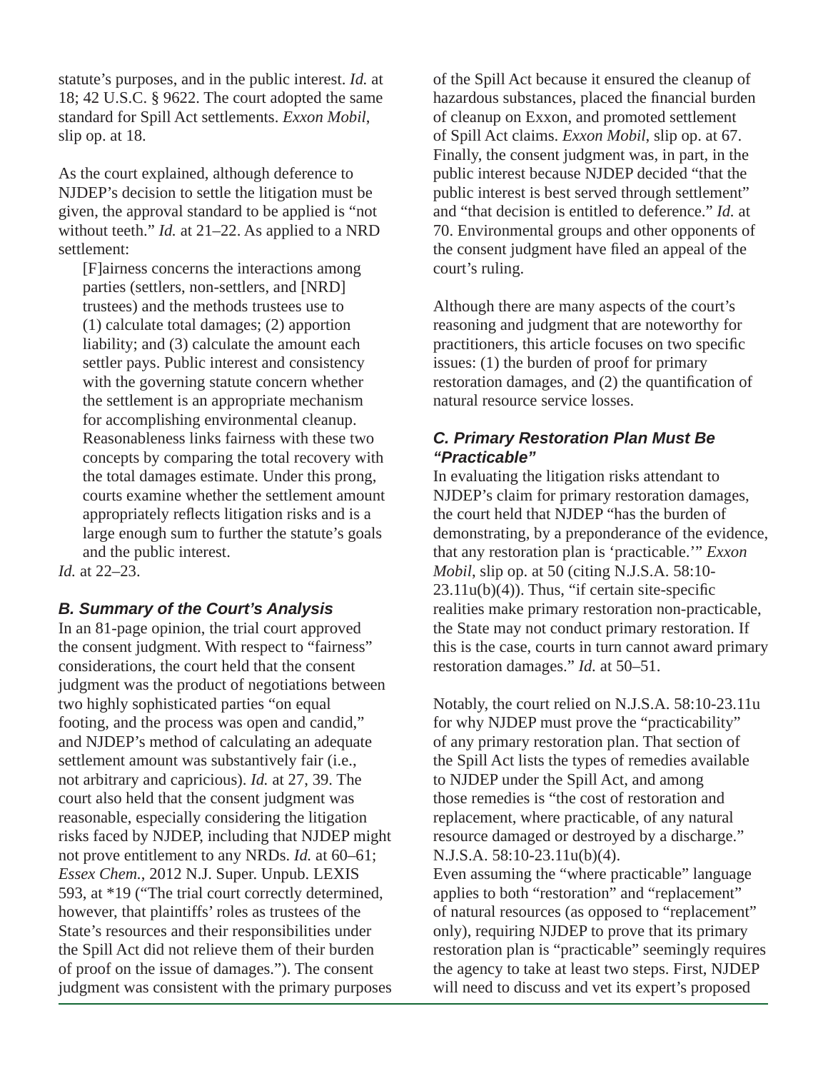statute's purposes, and in the public interest. *Id.* at 18; 42 U.S.C. § 9622. The court adopted the same standard for Spill Act settlements. *Exxon Mobil*, slip op. at 18.

As the court explained, although deference to NJDEP's decision to settle the litigation must be given, the approval standard to be applied is "not without teeth." *Id.* at 21–22. As applied to a NRD settlement:

> [F]airness concerns the interactions among parties (settlers, non-settlers, and [NRD] trustees) and the methods trustees use to (1) calculate total damages; (2) apportion liability; and (3) calculate the amount each settler pays. Public interest and consistency with the governing statute concern whether the settlement is an appropriate mechanism for accomplishing environmental cleanup. Reasonableness links fairness with these two concepts by comparing the total recovery with the total damages estimate. Under this prong, courts examine whether the settlement amount appropriately reflects litigation risks and is a large enough sum to further the statute's goals and the public interest.

*Id.* at 22–23.

### *B. Summary of the Court's Analysis*

In an 81-page opinion, the trial court approved the consent judgment. With respect to "fairness" considerations, the court held that the consent judgment was the product of negotiations between two highly sophisticated parties "on equal footing, and the process was open and candid," and NJDEP's method of calculating an adequate settlement amount was substantively fair (i.e., not arbitrary and capricious). *Id.* at 27, 39. The court also held that the consent judgment was reasonable, especially considering the litigation risks faced by NJDEP, including that NJDEP might not prove entitlement to any NRDs. *Id.* at 60–61; *Essex Chem.*, 2012 N.J. Super. Unpub. LEXIS 593, at *19 ("The trial court correctly determined, however, that plaintiffs' roles as trustees of the State's resources and their responsibilities under the Spill Act did not relieve them of their burden of proof on the issue of damages."). The consent judgment was consistent with the primary purposes of the Spill Act because it ensured the cleanup of hazardous substances, placed the financial burden of cleanup on Exxon, and promoted settlement of Spill Act claims. *Exxon Mobil*, slip op. at 67. Finally, the consent judgment was, in part, in the public interest because NJDEP decided "that the public interest is best served through settlement" and "that decision is entitled to deference." *Id.* at 70. Environmental groups and other opponents of the consent judgment have filed an appeal of the court's ruling.

Although there are many aspects of the court's reasoning and judgment that are noteworthy for practitioners, this article focuses on two specific issues: (1) the burden of proof for primary restoration damages, and (2) the quantification of natural resource service losses.

### *C. Primary Restoration Plan Must Be "Practicable"*

In evaluating the litigation risks attendant to NJDEP's claim for primary restoration damages, the court held that NJDEP "has the burden of demonstrating, by a preponderance of the evidence, that any restoration plan is 'practicable.'" *Exxon Mobil*, slip op. at 50 (citing N.J.S.A. 58:10-23.11u(b)(4)). Thus, "if certain site-specific realities make primary restoration non-practicable, the State may not conduct primary restoration. If this is the case, courts in turn cannot award primary restoration damages." *Id.* at 50–51.

Notably, the court relied on N.J.S.A. 58:10-23.11u for why NJDEP must prove the "practicability" of any primary restoration plan. That section of the Spill Act lists the types of remedies available to NJDEP under the Spill Act, and among those remedies is "the cost of restoration and replacement, where practicable, of any natural resource damaged or destroyed by a discharge." N.J.S.A. 58:10-23.11u(b)(4).

Even assuming the "where practicable" language applies to both "restoration" and "replacement" of natural resources (as opposed to "replacement" only), requiring NJDEP to prove that its primary restoration plan is "practicable" seemingly requires the agency to take at least two steps. First, NJDEP will need to discuss and vet its expert's proposed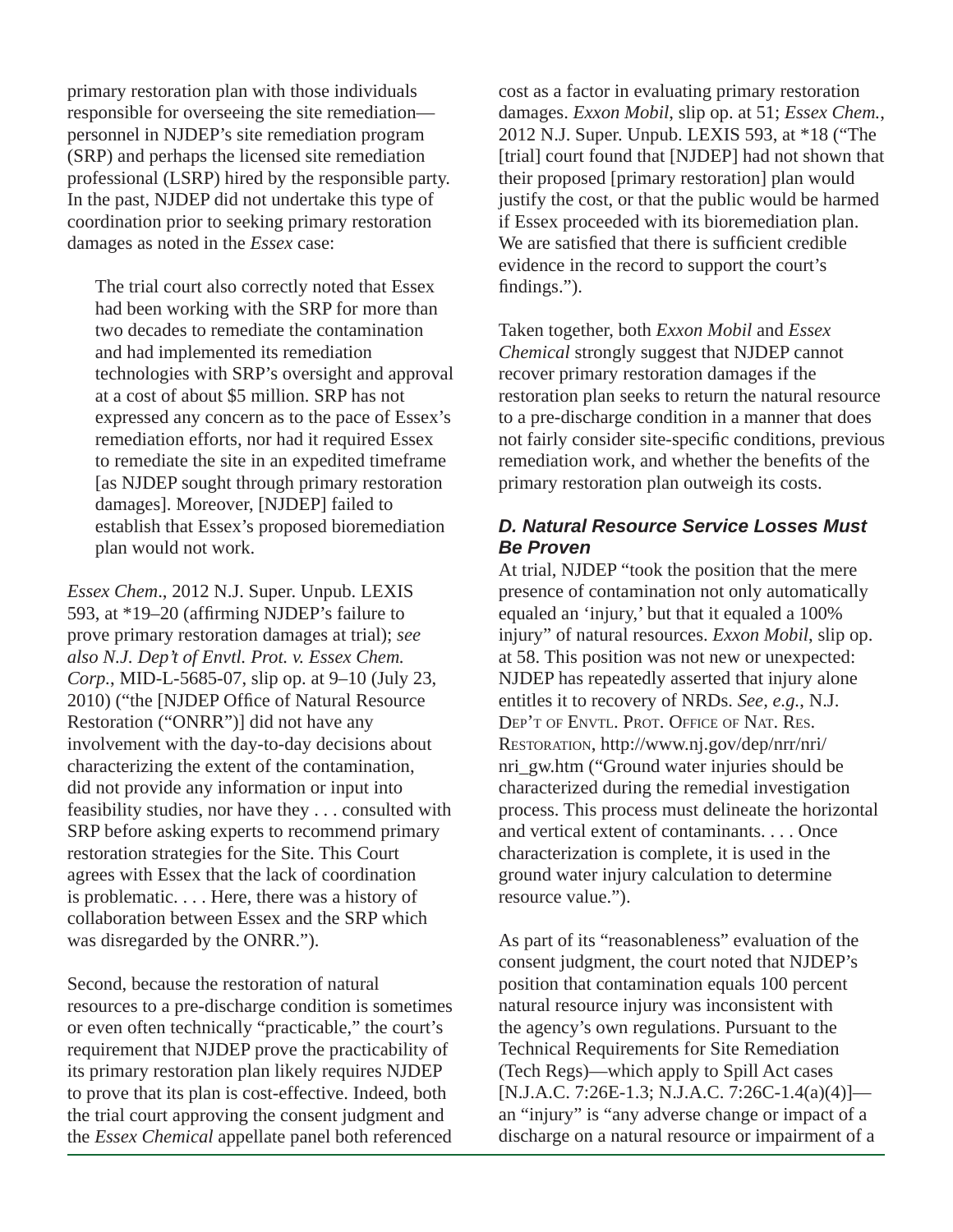primary restoration plan with those individuals responsible for overseeing the site remediation—personnel in NJDEP's site remediation program (SRP) and perhaps the licensed site remediation professional (LSRP) hired by the responsible party. In the past, NJDEP did not undertake this type of coordination prior to seeking primary restoration damages as noted in the *Essex* case:

> The trial court also correctly noted that Essex had been working with the SRP for more than two decades to remediate the contamination and had implemented its remediation technologies with SRP's oversight and approval at a cost of about $5 million. SRP has not expressed any concern as to the pace of Essex's remediation efforts, nor had it required Essex to remediate the site in an expedited timeframe [as NJDEP sought through primary restoration damages]. Moreover, [NJDEP] failed to establish that Essex's proposed bioremediation plan would not work.

*Essex Chem*., 2012 N.J. Super. Unpub. LEXIS 593, at *19–20 (affirming NJDEP's failure to prove primary restoration damages at trial); *see also N.J. Dep't of Envtl. Prot. v. Essex Chem. Corp.*, MID-L-5685-07, slip op. at 9–10 (July 23, 2010) ("the [NJDEP Office of Natural Resource Restoration ("ONRR")] did not have any involvement with the day-to-day decisions about characterizing the extent of the contamination, did not provide any information or input into feasibility studies, nor have they . . . consulted with SRP before asking experts to recommend primary restoration strategies for the Site. This Court agrees with Essex that the lack of coordination is problematic. . . . Here, there was a history of collaboration between Essex and the SRP which was disregarded by the ONRR.").

Second, because the restoration of natural resources to a pre-discharge condition is sometimes or even often technically "practicable," the court's requirement that NJDEP prove the practicability of its primary restoration plan likely requires NJDEP to prove that its plan is cost-effective. Indeed, both the trial court approving the consent judgment and the *Essex Chemical* appellate panel both referenced cost as a factor in evaluating primary restoration damages. *Exxon Mobil*, slip op. at 51; *Essex Chem.*, 2012 N.J. Super. Unpub. LEXIS 593, at *18 ("The [trial] court found that [NJDEP] had not shown that their proposed [primary restoration] plan would justify the cost, or that the public would be harmed if Essex proceeded with its bioremediation plan. We are satisfied that there is sufficient credible evidence in the record to support the court's findings.").

Taken together, both *Exxon Mobil* and *Essex Chemical* strongly suggest that NJDEP cannot recover primary restoration damages if the restoration plan seeks to return the natural resource to a pre-discharge condition in a manner that does not fairly consider site-specific conditions, previous remediation work, and whether the benefits of the primary restoration plan outweigh its costs.

### D. Natural Resource Service Losses Must Be Proven

At trial, NJDEP "took the position that the mere presence of contamination not only automatically equaled an 'injury,' but that it equaled a 100% injury" of natural resources. *Exxon Mobil*, slip op. at 58. This position was not new or unexpected: NJDEP has repeatedly asserted that injury alone entitles it to recovery of NRDs. *See, e.g.*, N.J. Dep't of Envtl. Prot. Office of Nat. Res. Restoration, http://www.nj.gov/dep/nrr/nri/nri_gw.htm ("Ground water injuries should be characterized during the remedial investigation process. This process must delineate the horizontal and vertical extent of contaminants. . . . Once characterization is complete, it is used in the ground water injury calculation to determine resource value.").

As part of its "reasonableness" evaluation of the consent judgment, the court noted that NJDEP's position that contamination equals 100 percent natural resource injury was inconsistent with the agency's own regulations. Pursuant to the Technical Requirements for Site Remediation (Tech Regs)—which apply to Spill Act cases [N.J.A.C. 7:26E-1.3; N.J.A.C. 7:26C-1.4(a)(4)]—an "injury" is "any adverse change or impact of a discharge on a natural resource or impairment of a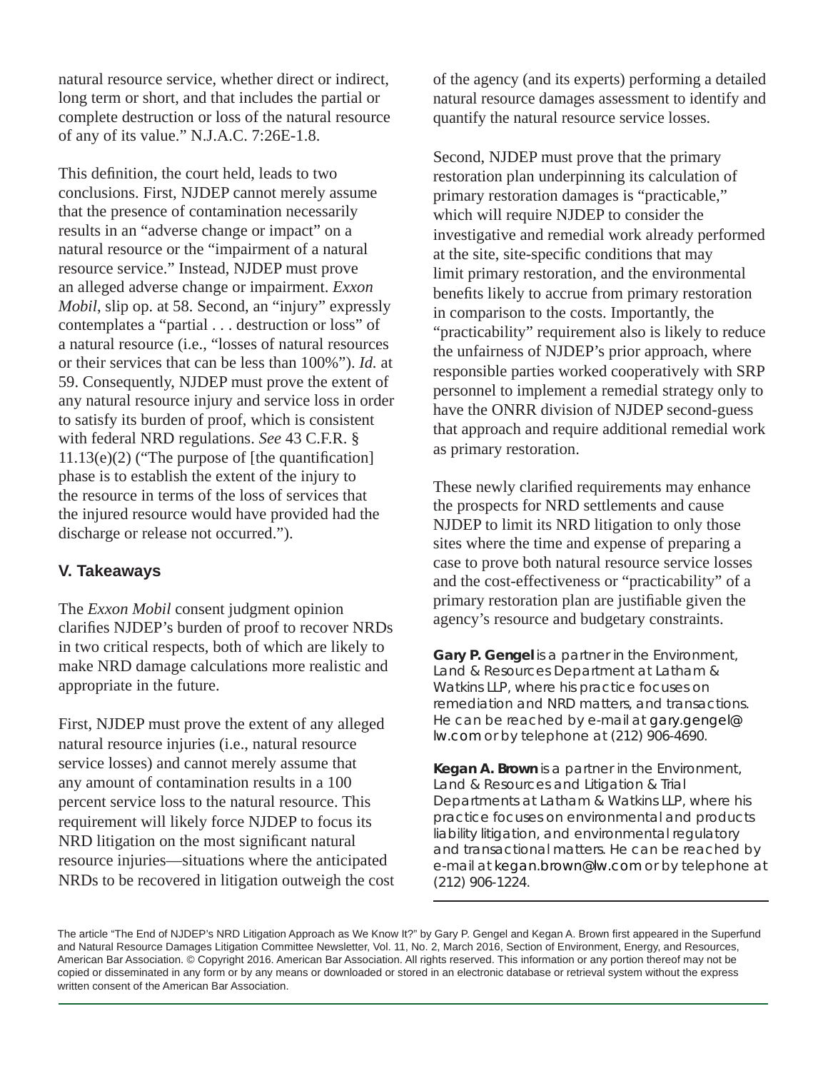natural resource service, whether direct or indirect, long term or short, and that includes the partial or complete destruction or loss of the natural resource of any of its value." N.J.A.C. 7:26E-1.8.

This definition, the court held, leads to two conclusions. First, NJDEP cannot merely assume that the presence of contamination necessarily results in an "adverse change or impact" on a natural resource or the "impairment of a natural resource service." Instead, NJDEP must prove an alleged adverse change or impairment. *Exxon Mobil*, slip op. at 58. Second, an "injury" expressly contemplates a "partial . . . destruction or loss" of a natural resource (i.e., "losses of natural resources or their services that can be less than 100%"). *Id.* at 59. Consequently, NJDEP must prove the extent of any natural resource injury and service loss in order to satisfy its burden of proof, which is consistent with federal NRD regulations. *See* 43 C.F.R. § 11.13(e)(2) ("The purpose of [the quantification] phase is to establish the extent of the injury to the resource in terms of the loss of services that the injured resource would have provided had the discharge or release not occurred.").

## V. Takeaways

The *Exxon Mobil* consent judgment opinion clarifies NJDEP's burden of proof to recover NRDs in two critical respects, both of which are likely to make NRD damage calculations more realistic and appropriate in the future.

First, NJDEP must prove the extent of any alleged natural resource injuries (i.e., natural resource service losses) and cannot merely assume that any amount of contamination results in a 100 percent service loss to the natural resource. This requirement will likely force NJDEP to focus its NRD litigation on the most significant natural resource injuries—situations where the anticipated NRDs to be recovered in litigation outweigh the cost of the agency (and its experts) performing a detailed natural resource damages assessment to identify and quantify the natural resource service losses.

Second, NJDEP must prove that the primary restoration plan underpinning its calculation of primary restoration damages is "practicable," which will require NJDEP to consider the investigative and remedial work already performed at the site, site-specific conditions that may limit primary restoration, and the environmental benefits likely to accrue from primary restoration in comparison to the costs. Importantly, the "practicability" requirement also is likely to reduce the unfairness of NJDEP's prior approach, where responsible parties worked cooperatively with SRP personnel to implement a remedial strategy only to have the ONRR division of NJDEP second-guess that approach and require additional remedial work as primary restoration.

These newly clarified requirements may enhance the prospects for NRD settlements and cause NJDEP to limit its NRD litigation to only those sites where the time and expense of preparing a case to prove both natural resource service losses and the cost-effectiveness or "practicability" of a primary restoration plan are justifiable given the agency's resource and budgetary constraints.

**Gary P. Gengel** is a partner in the Environment, Land & Resources Department at Latham & Watkins LLP, where his practice focuses on remediation and NRD matters, and transactions. He can be reached by e-mail at gary.gengel@lw.com or by telephone at (212) 906-4690.

**Kegan A. Brown** is a partner in the Environment, Land & Resources and Litigation & Trial Departments at Latham & Watkins LLP, where his practice focuses on environmental and products liability litigation, and environmental regulatory and transactional matters. He can be reached by e-mail at kegan.brown@lw.com or by telephone at (212) 906-1224.

The article "The End of NJDEP's NRD Litigation Approach as We Know It?" by Gary P. Gengel and Kegan A. Brown first appeared in the Superfund and Natural Resource Damages Litigation Committee Newsletter, Vol. 11, No. 2, March 2016, Section of Environment, Energy, and Resources, American Bar Association. © Copyright 2016. American Bar Association. All rights reserved. This information or any portion thereof may not be copied or disseminated in any form or by any means or downloaded or stored in an electronic database or retrieval system without the express written consent of the American Bar Association.